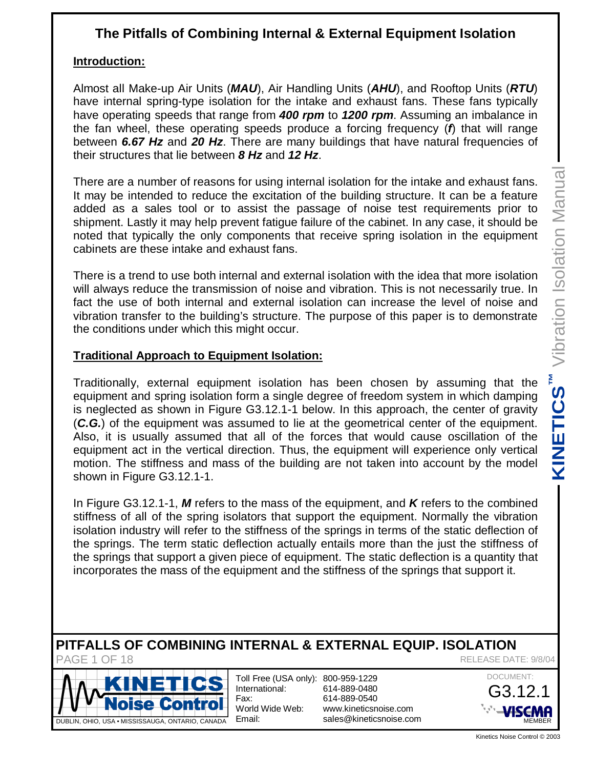# The Pitfalls of Combining Internal & External Equipment Isolation

## Introduction:

Almost all Make-up Air Units (***MAU***), Air Handling Units (***AHU***), and Rooftop Units (***RTU***) have internal spring-type isolation for the intake and exhaust fans. These fans typically have operating speeds that range from ***400 rpm*** to ***1200 rpm***. Assuming an imbalance in the fan wheel, these operating speeds produce a forcing frequency (***f***) that will range between ***6.67 Hz*** and ***20 Hz***. There are many buildings that have natural frequencies of their structures that lie between ***8 Hz*** and ***12 Hz***.

There are a number of reasons for using internal isolation for the intake and exhaust fans. It may be intended to reduce the excitation of the building structure. It can be a feature added as a sales tool or to assist the passage of noise test requirements prior to shipment. Lastly it may help prevent fatigue failure of the cabinet. In any case, it should be noted that typically the only components that receive spring isolation in the equipment cabinets are these intake and exhaust fans.

There is a trend to use both internal and external isolation with the idea that more isolation will always reduce the transmission of noise and vibration. This is not necessarily true. In fact the use of both internal and external isolation can increase the level of noise and vibration transfer to the building's structure. The purpose of this paper is to demonstrate the conditions under which this might occur.

## Traditional Approach to Equipment Isolation:

Traditionally, external equipment isolation has been chosen by assuming that the equipment and spring isolation form a single degree of freedom system in which damping is neglected as shown in Figure G3.12.1-1 below. In this approach, the center of gravity (***C.G.***) of the equipment was assumed to lie at the geometrical center of the equipment. Also, it is usually assumed that all of the forces that would cause oscillation of the equipment act in the vertical direction. Thus, the equipment will experience only vertical motion. The stiffness and mass of the building are not taken into account by the model shown in Figure G3.12.1-1.

In Figure G3.12.1-1, ***M*** refers to the mass of the equipment, and ***K*** refers to the combined stiffness of all of the spring isolators that support the equipment. Normally the vibration isolation industry will refer to the stiffness of the springs in terms of the static deflection of the springs. The term static deflection actually entails more than the just the stiffness of the springs that support a given piece of equipment. The static deflection is a quantity that incorporates the mass of the equipment and the stiffness of the springs that support it.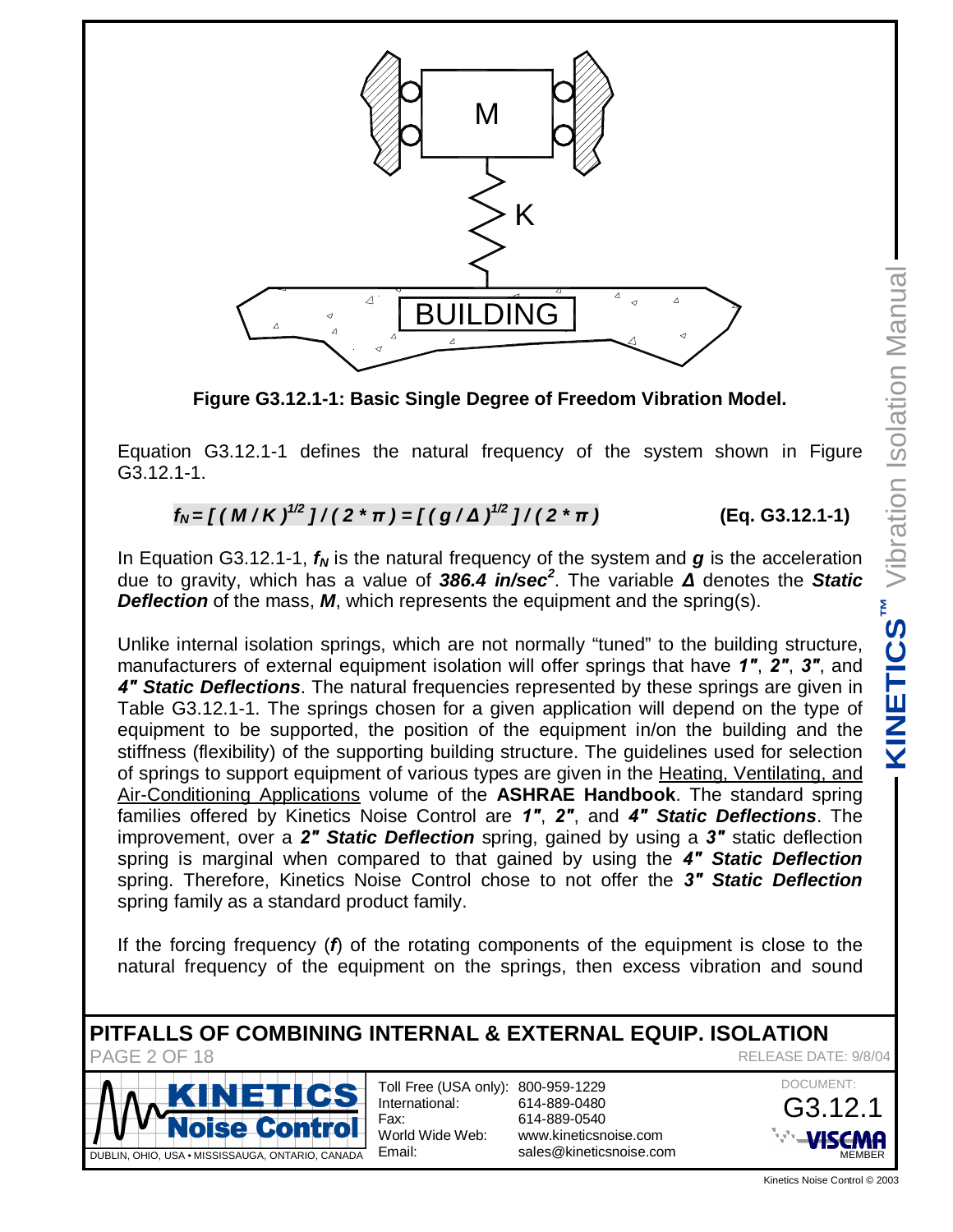Figure G3.12.1-1: Basic Single Degree of Freedom Vibration Model.

Equation G3.12.1-1 defines the natural frequency of the system shown in Figure G3.12.1-1.

$$f_N = [\,(M/K)^{1/2}\,]/(2*\pi) = [\,(g/\Delta)^{1/2}\,]/(2*\pi) \qquad \textbf{(Eq. G3.12.1-1)}$$

In Equation G3.12.1-1, $f_N$ is the natural frequency of the system and $g$ is the acceleration due to gravity, which has a value of ***386.4 in/sec²***. The variable $\Delta$ denotes the ***Static Deflection*** of the mass, ***M***, which represents the equipment and the spring(s).

Unlike internal isolation springs, which are not normally "tuned" to the building structure, manufacturers of external equipment isolation will offer springs that have ***1″***, ***2″***, ***3″***, and ***4″ Static Deflections***. The natural frequencies represented by these springs are given in Table G3.12.1-1. The springs chosen for a given application will depend on the type of equipment to be supported, the position of the equipment in/on the building and the stiffness (flexibility) of the supporting building structure. The guidelines used for selection of springs to support equipment of various types are given in the Heating, Ventilating, and Air-Conditioning Applications volume of the **ASHRAE Handbook**. The standard spring families offered by Kinetics Noise Control are ***1″***, ***2″***, and ***4″ Static Deflections***. The improvement, over a ***2″ Static Deflection*** spring, gained by using a ***3″*** static deflection spring is marginal when compared to that gained by using the ***4″ Static Deflection*** spring. Therefore, Kinetics Noise Control chose to not offer the ***3″ Static Deflection*** spring family as a standard product family.

If the forcing frequency (***f***) of the rotating components of the equipment is close to the natural frequency of the equipment on the springs, then excess vibration and sound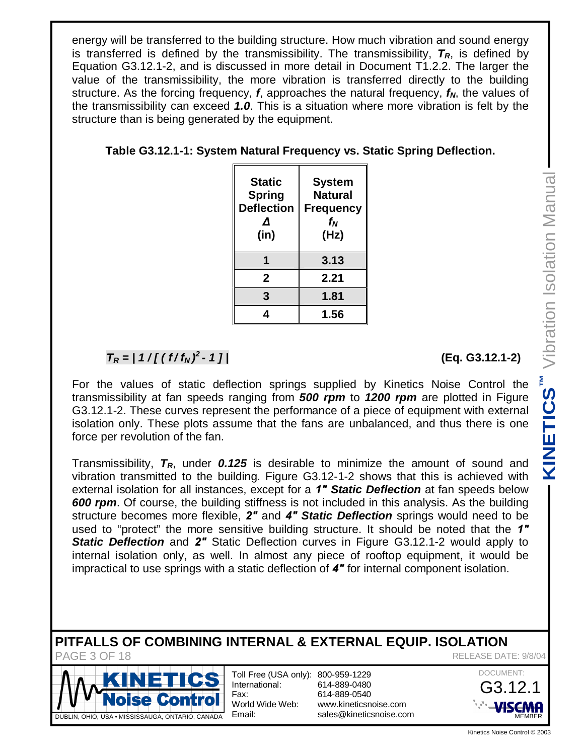energy will be transferred to the building structure. How much vibration and sound energy is transferred is defined by the transmissibility. The transmissibility, $T_R$, is defined by Equation G3.12.1-2, and is discussed in more detail in Document T1.2.2. The larger the value of the transmissibility, the more vibration is transferred directly to the building structure. As the forcing frequency, $f$, approaches the natural frequency, $f_N$, the values of the transmissibility can exceed ***1.0***. This is a situation where more vibration is felt by the structure than is being generated by the equipment.

**Table G3.12.1-1: System Natural Frequency vs. Static Spring Deflection.**

| Static Spring Deflection $\Delta$ (in) | System Natural Frequency $f_N$ (Hz) |
|---|---|
| 1 | 3.13 |
| 2 | 2.21 |
| 3 | 1.81 |
| 4 | 1.56 |

$$T_R = \left| 1 / \left[ (f / f_N)^2 - 1 \right] \right| \quad \textbf{(Eq. G3.12.1-2)}$$

For the values of static deflection springs supplied by Kinetics Noise Control the transmissibility at fan speeds ranging from ***500 rpm*** to ***1200 rpm*** are plotted in Figure G3.12.1-2. These curves represent the performance of a piece of equipment with external isolation only. These plots assume that the fans are unbalanced, and thus there is one force per revolution of the fan.

Transmissibility, $T_R$, under ***0.125*** is desirable to minimize the amount of sound and vibration transmitted to the building. Figure G3.12-1-2 shows that this is achieved with external isolation for all instances, except for a ***1" Static Deflection*** at fan speeds below ***600 rpm***. Of course, the building stiffness is not included in this analysis. As the building structure becomes more flexible, ***2"*** and ***4" Static Deflection*** springs would need to be used to "protect" the more sensitive building structure. It should be noted that the ***1" Static Deflection*** and ***2"*** Static Deflection curves in Figure G3.12.1-2 would apply to internal isolation only, as well. In almost any piece of rooftop equipment, it would be impractical to use springs with a static deflection of ***4"*** for internal component isolation.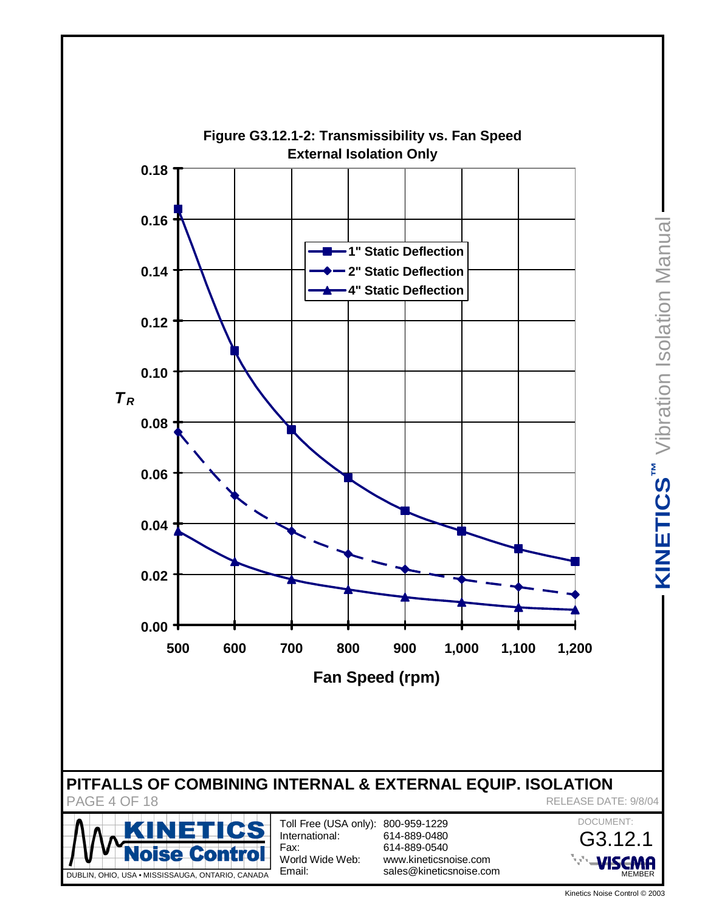**Figure G3.12.1-2: Transmissibility vs. Fan Speed**
**External Isolation Only**

| Fan Speed (rpm) | 1" Static Deflection | 2" Static Deflection | 4" Static Deflection |
|---|---|---|---|
| 500 | 0.164 | 0.076 | 0.037 |
| 600 | 0.108 | 0.051 | 0.025 |
| 700 | 0.077 | 0.037 | 0.018 |
| 800 | 0.058 | 0.028 | 0.014 |
| 900 | 0.045 | 0.022 | 0.011 |
| 1,000 | 0.037 | 0.018 | 0.009 |
| 1,100 | 0.030 | 0.015 | 0.007 |
| 1,200 | 0.025 | 0.012 | 0.006 |

Y-axis: $T_R$; X-axis: Fan Speed (rpm)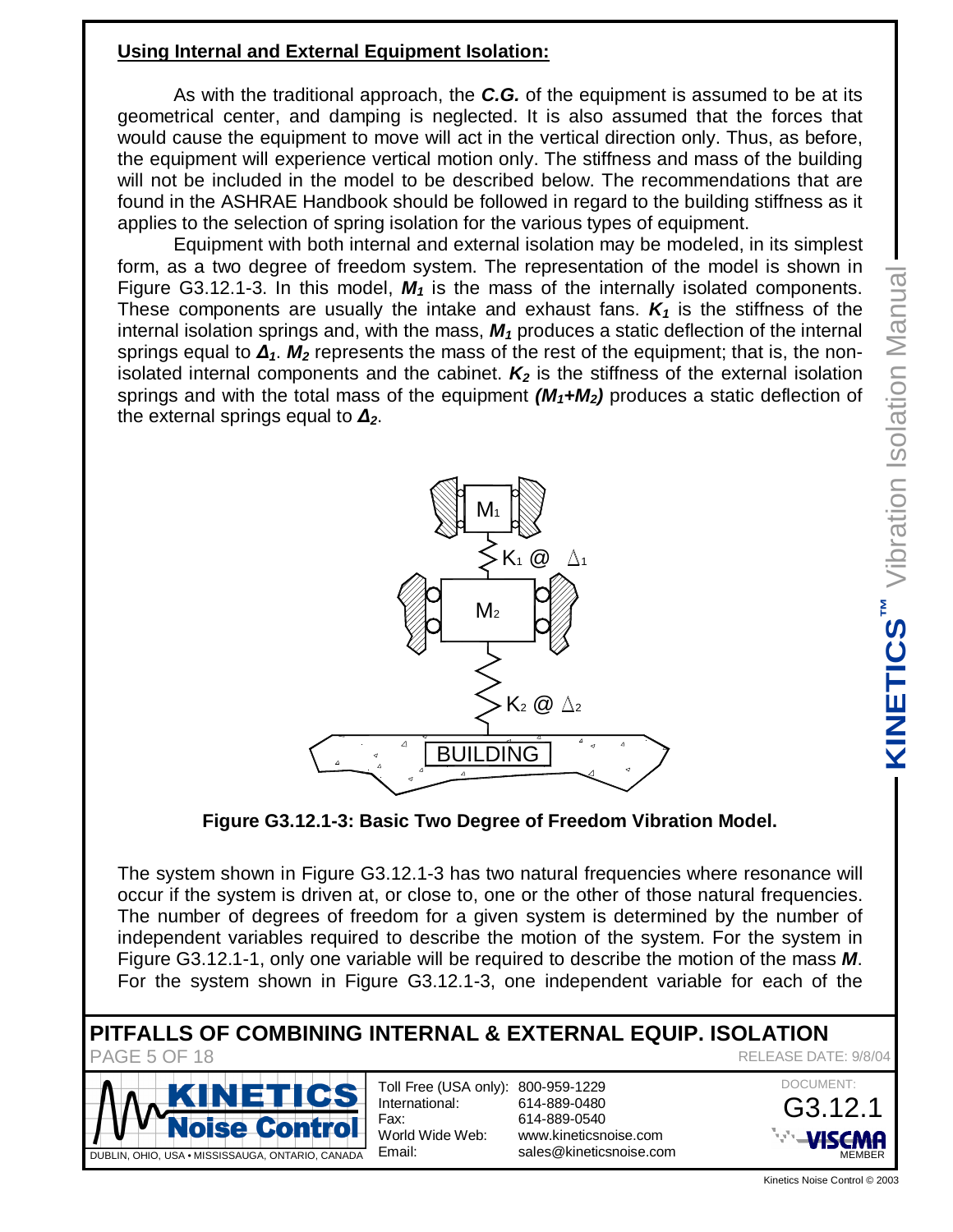**Using Internal and External Equipment Isolation:**

As with the traditional approach, the ***C.G.*** of the equipment is assumed to be at its geometrical center, and damping is neglected. It is also assumed that the forces that would cause the equipment to move will act in the vertical direction only. Thus, as before, the equipment will experience vertical motion only. The stiffness and mass of the building will not be included in the model to be described below. The recommendations that are found in the ASHRAE Handbook should be followed in regard to the building stiffness as it applies to the selection of spring isolation for the various types of equipment.

Equipment with both internal and external isolation may be modeled, in its simplest form, as a two degree of freedom system. The representation of the model is shown in Figure G3.12.1-3. In this model, $M_1$ is the mass of the internally isolated components. These components are usually the intake and exhaust fans. $K_1$ is the stiffness of the internal isolation springs and, with the mass, $M_1$ produces a static deflection of the internal springs equal to $\Delta_1$. $M_2$ represents the mass of the rest of the equipment; that is, the non-isolated internal components and the cabinet. $K_2$ is the stiffness of the external isolation springs and with the total mass of the equipment $(M_1+M_2)$ produces a static deflection of the external springs equal to $\Delta_2$.

**Figure G3.12.1-3: Basic Two Degree of Freedom Vibration Model.**

The system shown in Figure G3.12.1-3 has two natural frequencies where resonance will occur if the system is driven at, or close to, one or the other of those natural frequencies. The number of degrees of freedom for a given system is determined by the number of independent variables required to describe the motion of the system. For the system in Figure G3.12.1-1, only one variable will be required to describe the motion of the mass ***M***. For the system shown in Figure G3.12.1-3, one independent variable for each of the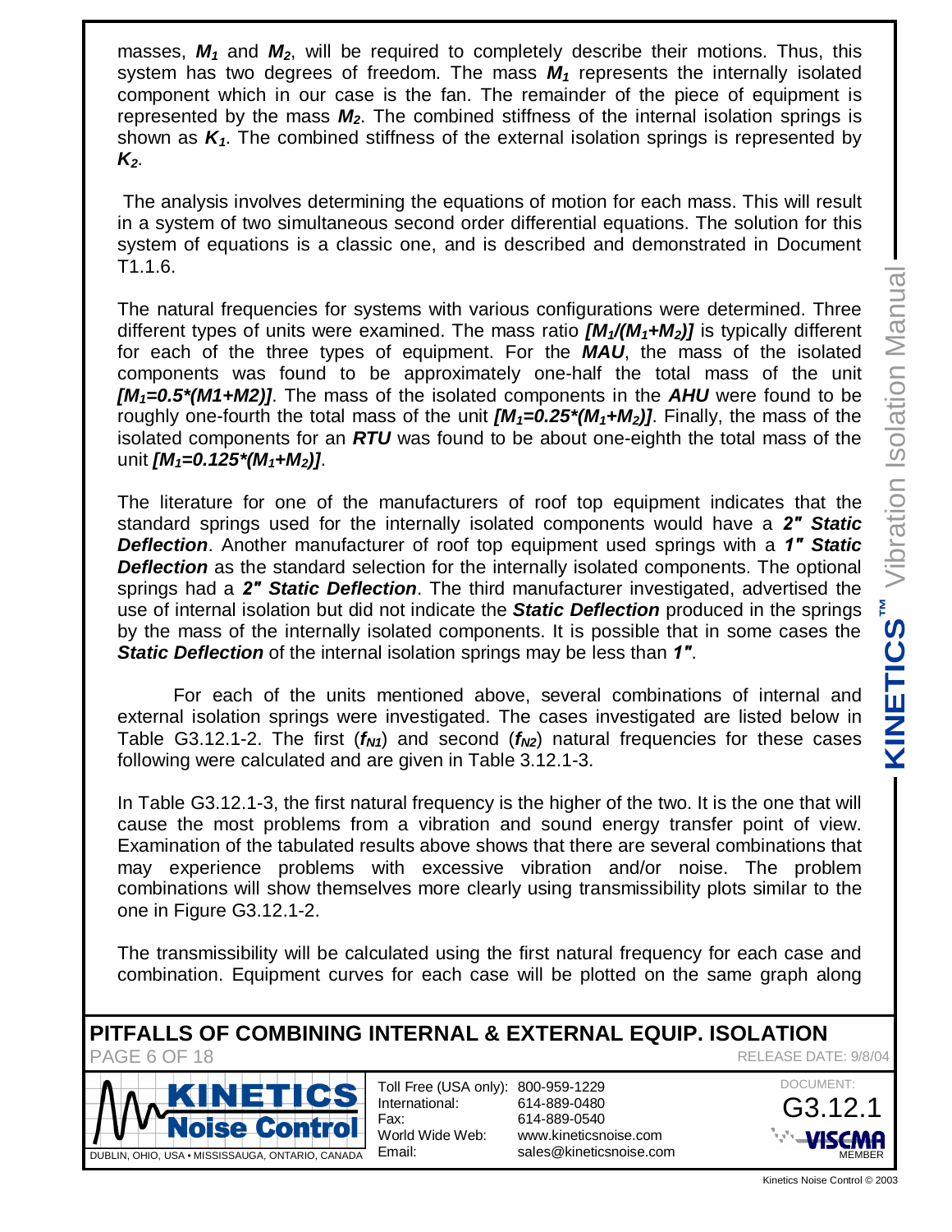masses, $M_1$ and $M_2$, will be required to completely describe their motions. Thus, this system has two degrees of freedom. The mass $M_1$ represents the internally isolated component which in our case is the fan. The remainder of the piece of equipment is represented by the mass $M_2$. The combined stiffness of the internal isolation springs is shown as $K_1$. The combined stiffness of the external isolation springs is represented by $K_2$.

The analysis involves determining the equations of motion for each mass. This will result in a system of two simultaneous second order differential equations. The solution for this system of equations is a classic one, and is described and demonstrated in Document T1.1.6.

The natural frequencies for systems with various configurations were determined. Three different types of units were examined. The mass ratio $[M_1/(M_1+M_2)]$ is typically different for each of the three types of equipment. For the ***MAU***, the mass of the isolated components was found to be approximately one-half the total mass of the unit $[M_1=0.5*(M1+M2)]$. The mass of the isolated components in the ***AHU*** were found to be roughly one-fourth the total mass of the unit $[M_1=0.25*(M_1+M_2)]$. Finally, the mass of the isolated components for an ***RTU*** was found to be about one-eighth the total mass of the unit $[M_1=0.125*(M_1+M_2)]$.

The literature for one of the manufacturers of roof top equipment indicates that the standard springs used for the internally isolated components would have a ***2" Static Deflection***. Another manufacturer of roof top equipment used springs with a ***1" Static Deflection*** as the standard selection for the internally isolated components. The optional springs had a ***2" Static Deflection***. The third manufacturer investigated, advertised the use of internal isolation but did not indicate the ***Static Deflection*** produced in the springs by the mass of the internally isolated components. It is possible that in some cases the ***Static Deflection*** of the internal isolation springs may be less than ***1"***.

For each of the units mentioned above, several combinations of internal and external isolation springs were investigated. The cases investigated are listed below in Table G3.12.1-2. The first ($f_{N1}$) and second ($f_{N2}$) natural frequencies for these cases following were calculated and are given in Table 3.12.1-3.

In Table G3.12.1-3, the first natural frequency is the higher of the two. It is the one that will cause the most problems from a vibration and sound energy transfer point of view. Examination of the tabulated results above shows that there are several combinations that may experience problems with excessive vibration and/or noise. The problem combinations will show themselves more clearly using transmissibility plots similar to the one in Figure G3.12.1-2.

The transmissibility will be calculated using the first natural frequency for each case and combination. Equipment curves for each case will be plotted on the same graph along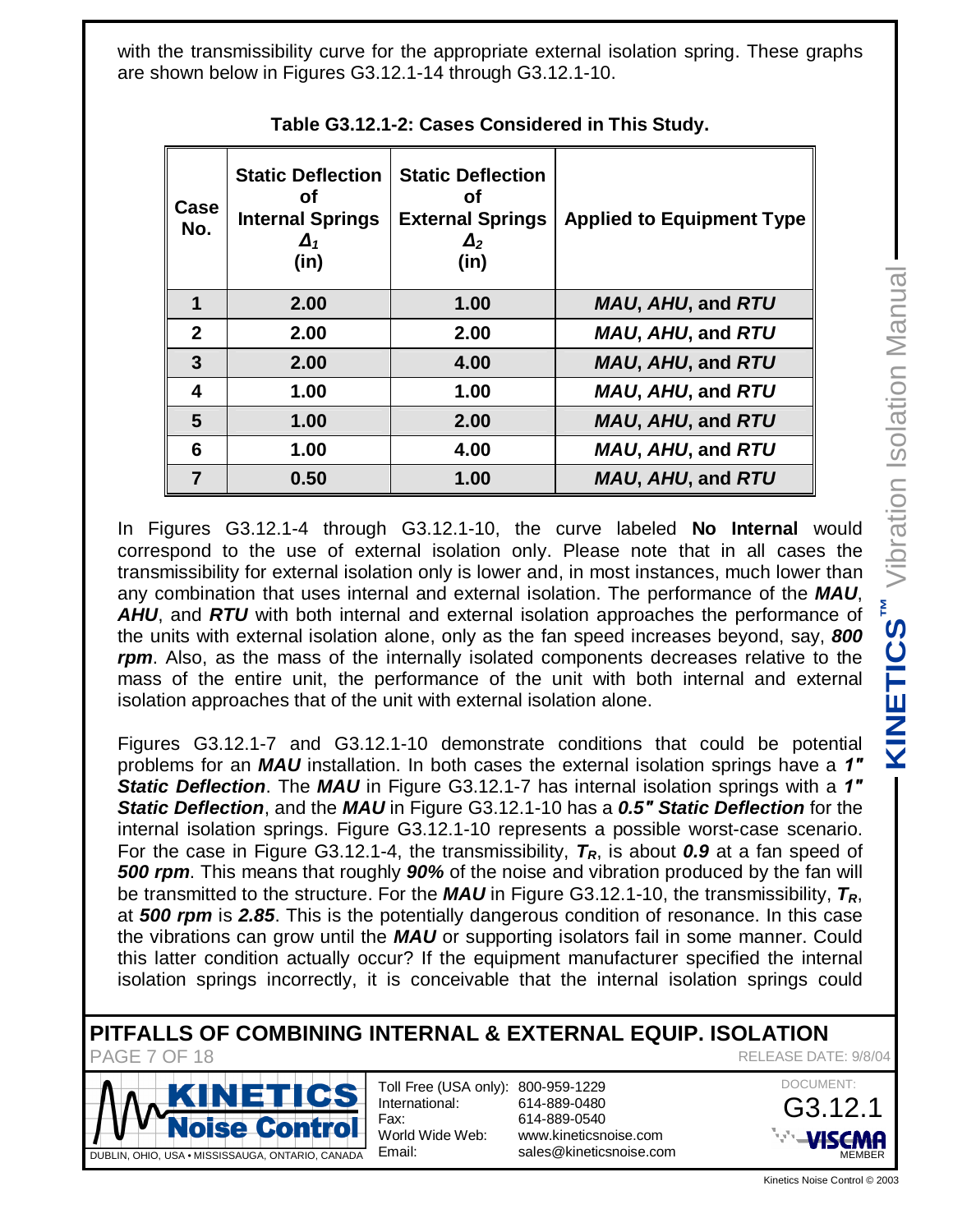with the transmissibility curve for the appropriate external isolation spring. These graphs are shown below in Figures G3.12.1-14 through G3.12.1-10.

**Table G3.12.1-2: Cases Considered in This Study.**

| Case No. | Static Deflection of Internal Springs $\Delta_1$ (in) | Static Deflection of External Springs $\Delta_2$ (in) | Applied to Equipment Type |
|---|---|---|---|
| 1 | 2.00 | 1.00 | ***MAU***, ***AHU***, and ***RTU*** |
| 2 | 2.00 | 2.00 | ***MAU***, ***AHU***, and ***RTU*** |
| 3 | 2.00 | 4.00 | ***MAU***, ***AHU***, and ***RTU*** |
| 4 | 1.00 | 1.00 | ***MAU***, ***AHU***, and ***RTU*** |
| 5 | 1.00 | 2.00 | ***MAU***, ***AHU***, and ***RTU*** |
| 6 | 1.00 | 4.00 | ***MAU***, ***AHU***, and ***RTU*** |
| 7 | 0.50 | 1.00 | ***MAU***, ***AHU***, and ***RTU*** |

In Figures G3.12.1-4 through G3.12.1-10, the curve labeled **No Internal** would correspond to the use of external isolation only. Please note that in all cases the transmissibility for external isolation only is lower and, in most instances, much lower than any combination that uses internal and external isolation. The performance of the ***MAU***, ***AHU***, and ***RTU*** with both internal and external isolation approaches the performance of the units with external isolation alone, only as the fan speed increases beyond, say, ***800 rpm***. Also, as the mass of the internally isolated components decreases relative to the mass of the entire unit, the performance of the unit with both internal and external isolation approaches that of the unit with external isolation alone.

Figures G3.12.1-7 and G3.12.1-10 demonstrate conditions that could be potential problems for an ***MAU*** installation. In both cases the external isolation springs have a ***1" Static Deflection***. The ***MAU*** in Figure G3.12.1-7 has internal isolation springs with a ***1" Static Deflection***, and the ***MAU*** in Figure G3.12.1-10 has a ***0.5" Static Deflection*** for the internal isolation springs. Figure G3.12.1-10 represents a possible worst-case scenario. For the case in Figure G3.12.1-4, the transmissibility, $T_R$, is about ***0.9*** at a fan speed of ***500 rpm***. This means that roughly ***90%*** of the noise and vibration produced by the fan will be transmitted to the structure. For the ***MAU*** in Figure G3.12.1-10, the transmissibility, $T_R$, at ***500 rpm*** is ***2.85***. This is the potentially dangerous condition of resonance. In this case the vibrations can grow until the ***MAU*** or supporting isolators fail in some manner. Could this latter condition actually occur? If the equipment manufacturer specified the internal isolation springs incorrectly, it is conceivable that the internal isolation springs could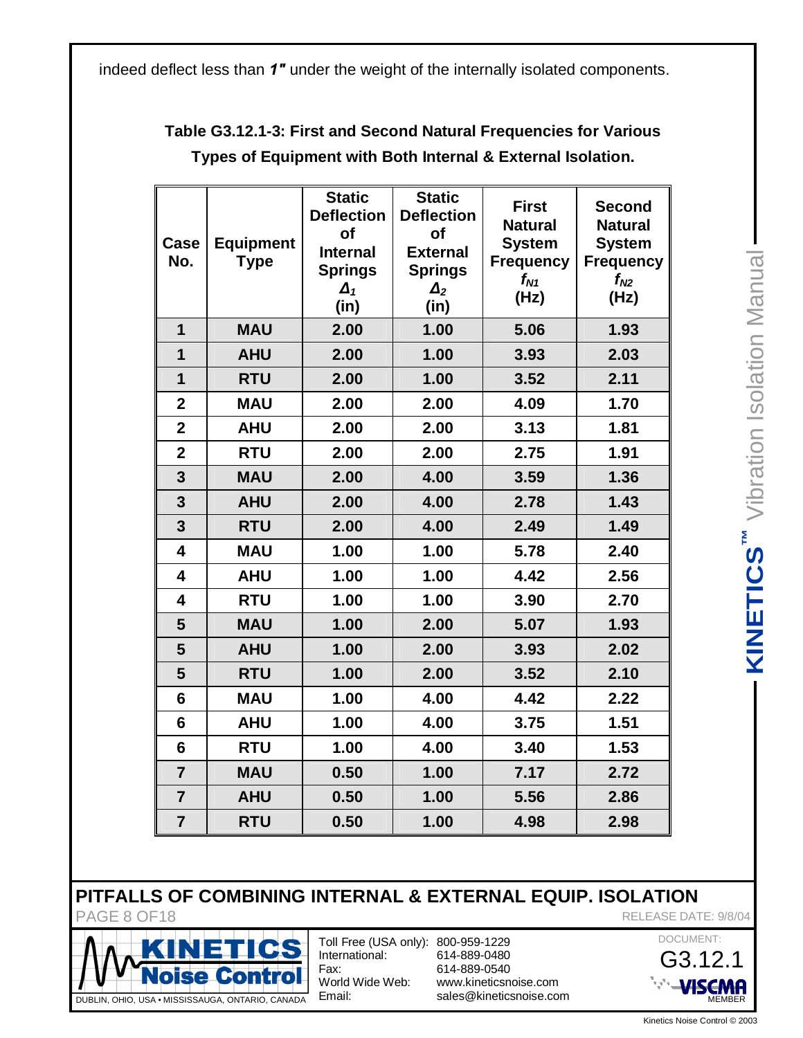indeed deflect less than ***1"*** under the weight of the internally isolated components.

**Table G3.12.1-3: First and Second Natural Frequencies for Various Types of Equipment with Both Internal & External Isolation.**

| Case No. | Equipment Type | Static Deflection of Internal Springs $\Delta_1$ (in) | Static Deflection of External Springs $\Delta_2$ (in) | First Natural System Frequency $f_{N1}$ (Hz) | Second Natural System Frequency $f_{N2}$ (Hz) |
|---|---|---|---|---|---|
| 1 | MAU | 2.00 | 1.00 | 5.06 | 1.93 |
| 1 | AHU | 2.00 | 1.00 | 3.93 | 2.03 |
| 1 | RTU | 2.00 | 1.00 | 3.52 | 2.11 |
| 2 | MAU | 2.00 | 2.00 | 4.09 | 1.70 |
| 2 | AHU | 2.00 | 2.00 | 3.13 | 1.81 |
| 2 | RTU | 2.00 | 2.00 | 2.75 | 1.91 |
| 3 | MAU | 2.00 | 4.00 | 3.59 | 1.36 |
| 3 | AHU | 2.00 | 4.00 | 2.78 | 1.43 |
| 3 | RTU | 2.00 | 4.00 | 2.49 | 1.49 |
| 4 | MAU | 1.00 | 1.00 | 5.78 | 2.40 |
| 4 | AHU | 1.00 | 1.00 | 4.42 | 2.56 |
| 4 | RTU | 1.00 | 1.00 | 3.90 | 2.70 |
| 5 | MAU | 1.00 | 2.00 | 5.07 | 1.93 |
| 5 | AHU | 1.00 | 2.00 | 3.93 | 2.02 |
| 5 | RTU | 1.00 | 2.00 | 3.52 | 2.10 |
| 6 | MAU | 1.00 | 4.00 | 4.42 | 2.22 |
| 6 | AHU | 1.00 | 4.00 | 3.75 | 1.51 |
| 6 | RTU | 1.00 | 4.00 | 3.40 | 1.53 |
| 7 | MAU | 0.50 | 1.00 | 7.17 | 2.72 |
| 7 | AHU | 0.50 | 1.00 | 5.56 | 2.86 |
| 7 | RTU | 0.50 | 1.00 | 4.98 | 2.98 |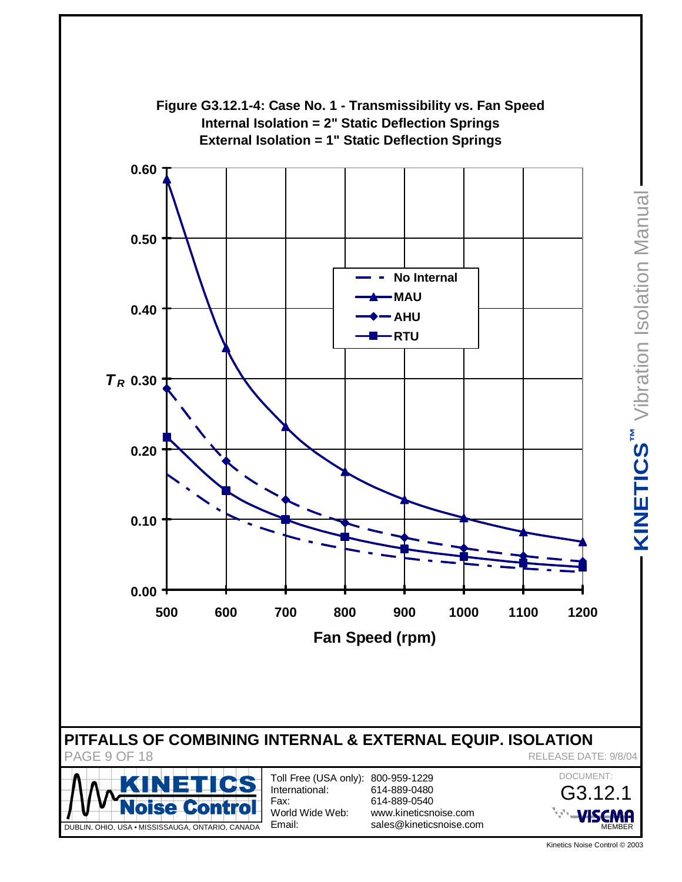**Figure G3.12.1-4: Case No. 1 - Transmissibility vs. Fan Speed**
**Internal Isolation = 2" Static Deflection Springs**
**External Isolation = 1" Static Deflection Springs**

# PITFALLS OF COMBINING INTERNAL & EXTERNAL EQUIP. ISOLATION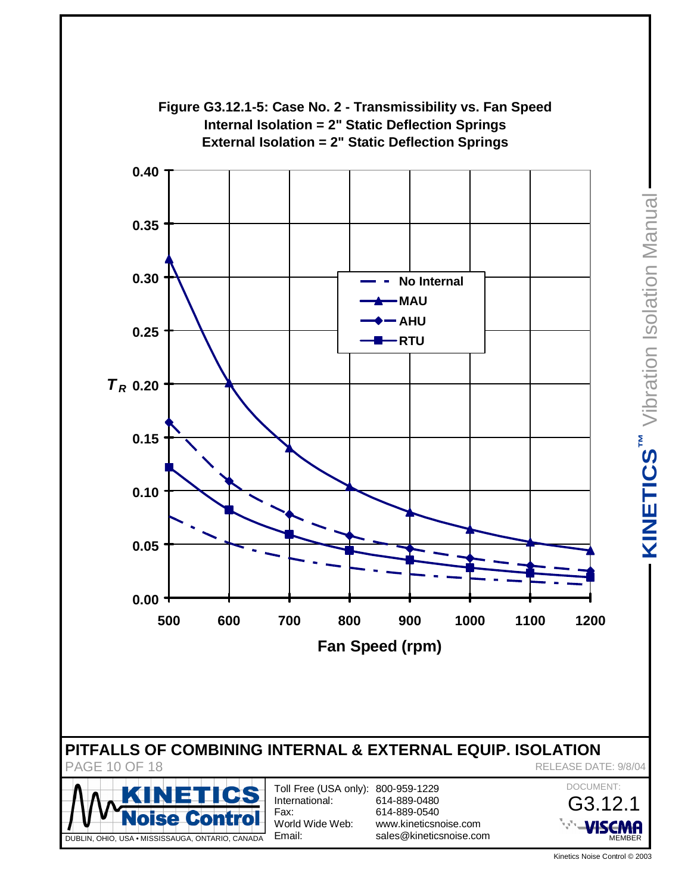**Figure G3.12.1-5: Case No. 2 - Transmissibility vs. Fan Speed**
**Internal Isolation = 2" Static Deflection Springs**
**External Isolation = 2" Static Deflection Springs**

Legend: No Internal; MAU; AHU; RTU

$T_R$: 0.00, 0.05, 0.10, 0.15, 0.20, 0.25, 0.30, 0.35, 0.40

Fan Speed (rpm): 500, 600, 700, 800, 900, 1000, 1100, 1200

## PITFALLS OF COMBINING INTERNAL & EXTERNAL EQUIP. ISOLATION

RELEASE DATE: 9/8/04

KINETICS Noise Control
DUBLIN, OHIO, USA • MISSISSAUGA, ONTARIO, CANADA

Toll Free (USA only): 800-959-1229
International: 614-889-0480
Fax: 614-889-0540
World Wide Web: www.kineticsnoise.com
Email: sales@kineticsnoise.com

DOCUMENT: G3.12.1

VISCMA MEMBER

KINETICS™ Vibration Isolation Manual

Kinetics Noise Control © 2003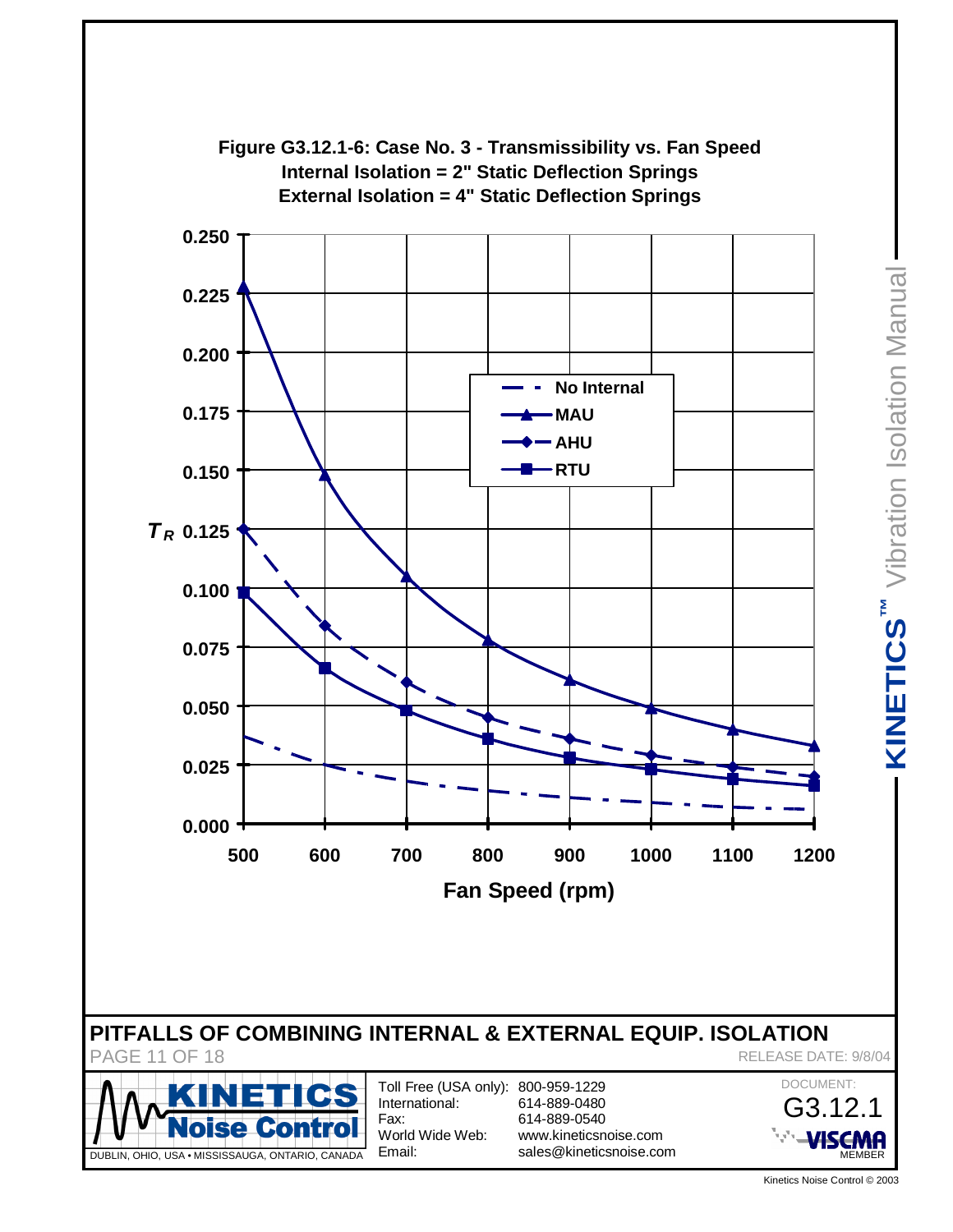**Figure G3.12.1-6: Case No. 3 - Transmissibility vs. Fan Speed**
**Internal Isolation = 2" Static Deflection Springs**
**External Isolation = 4" Static Deflection Springs**

| Fan Speed (rpm) | No Internal | MAU | AHU | RTU |
|---|---|---|---|---|
| 500 | | 0.228 | 0.125 | 0.098 |
| 600 | | 0.148 | 0.084 | 0.066 |
| 700 | | 0.105 | 0.060 | 0.048 |
| 800 | | 0.078 | 0.045 | 0.036 |
| 900 | | 0.061 | 0.036 | 0.028 |
| 1000 | | 0.049 | 0.029 | 0.023 |
| 1100 | | 0.040 | 0.024 | 0.019 |
| 1200 | | 0.033 | 0.020 | 0.016 |

Y-axis: $T_R$ (0.000 to 0.250); X-axis: Fan Speed (rpm)

## PITFALLS OF COMBINING INTERNAL & EXTERNAL EQUIP. ISOLATION

RELEASE DATE: 9/8/04

Toll Free (USA only): 800-959-1229
International: 614-889-0480
Fax: 614-889-0540
World Wide Web: www.kineticsnoise.com
Email: sales@kineticsnoise.com

DOCUMENT: G3.12.1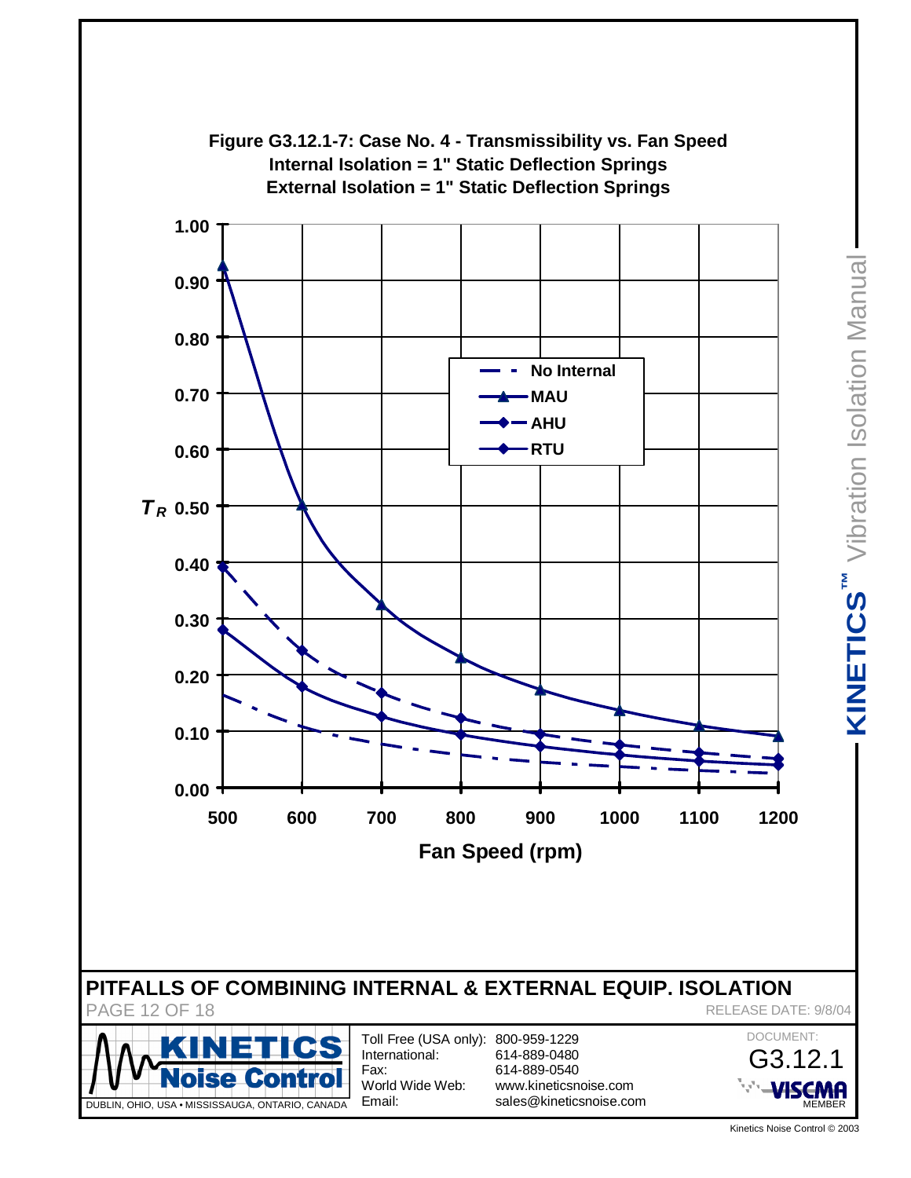**Figure G3.12.1-7: Case No. 4 - Transmissibility vs. Fan Speed**
**Internal Isolation = 1" Static Deflection Springs**
**External Isolation = 1" Static Deflection Springs**

$T_R$ vs. Fan Speed (rpm)

Legend: No Internal, MAU, AHU, RTU

## PITFALLS OF COMBINING INTERNAL & EXTERNAL EQUIP. ISOLATION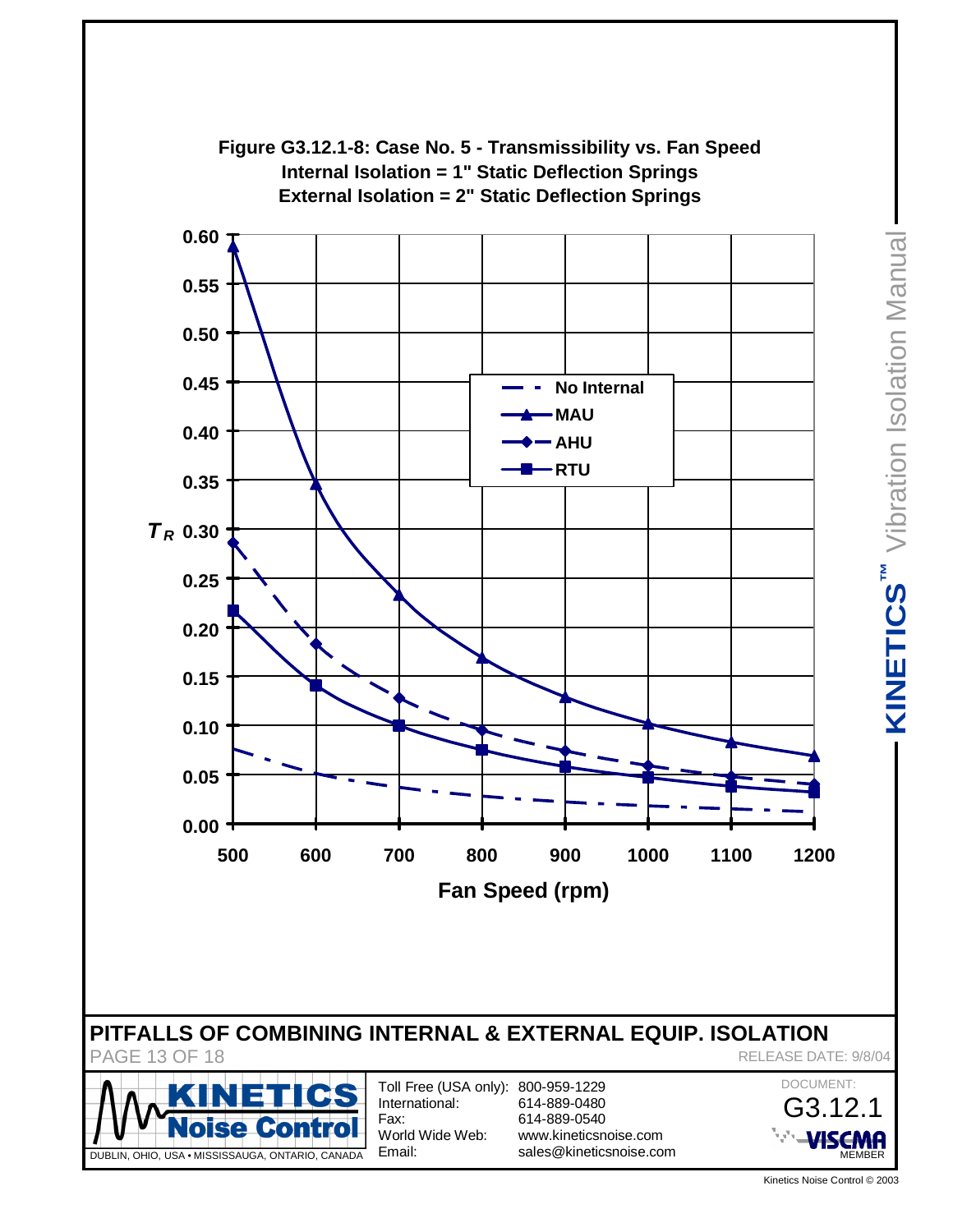**Figure G3.12.1-8: Case No. 5 - Transmissibility vs. Fan Speed**
**Internal Isolation = 1" Static Deflection Springs**
**External Isolation = 2" Static Deflection Springs**

## PITFALLS OF COMBINING INTERNAL & EXTERNAL EQUIP. ISOLATION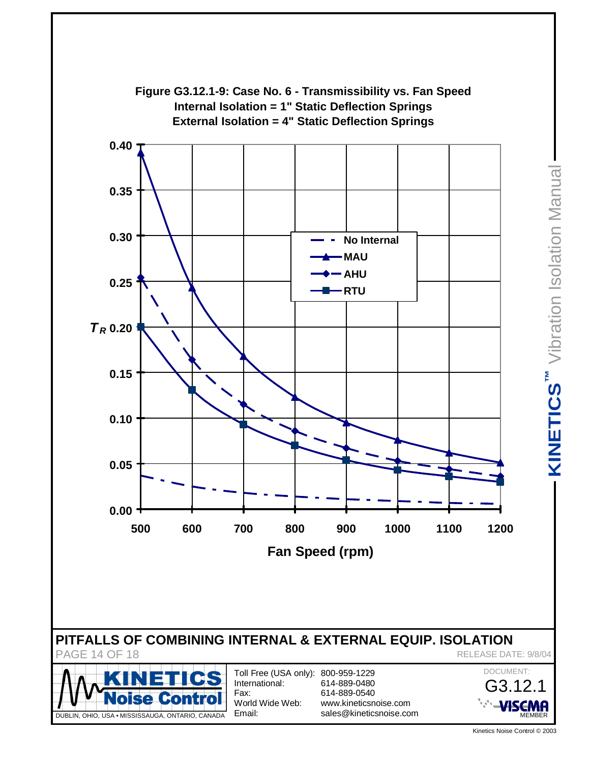**Figure G3.12.1-9: Case No. 6 - Transmissibility vs. Fan Speed**
**Internal Isolation = 1" Static Deflection Springs**
**External Isolation = 4" Static Deflection Springs**

Legend: No Internal, MAU, AHU, RTU

Y-axis: $T_R$ (0.00 – 0.40)

X-axis: Fan Speed (rpm) (500 – 1200)

## PITFALLS OF COMBINING INTERNAL & EXTERNAL EQUIP. ISOLATION

RELEASE DATE: 9/8/04

DOCUMENT: G3.12.1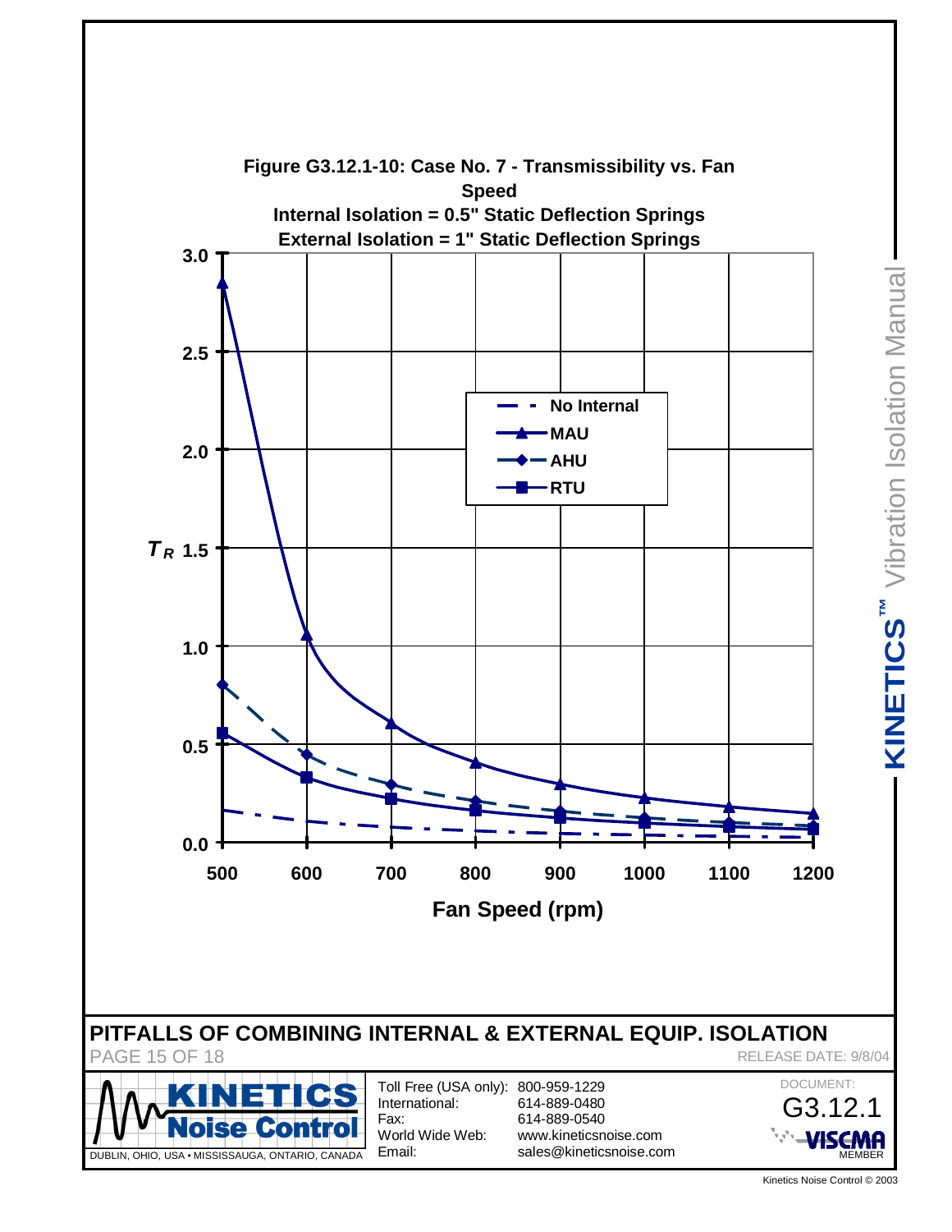**Figure G3.12.1-10: Case No. 7 - Transmissibility vs. Fan Speed**
**Internal Isolation = 0.5" Static Deflection Springs**
**External Isolation = 1" Static Deflection Springs**

Legend: No Internal, MAU, AHU, RTU

$T_R$: 0.0, 0.5, 1.0, 1.5, 2.0, 2.5, 3.0

Fan Speed (rpm): 500, 600, 700, 800, 900, 1000, 1100, 1200

## PITFALLS OF COMBINING INTERNAL & EXTERNAL EQUIP. ISOLATION

RELEASE DATE: 9/8/04

KINETICS Noise Control
DUBLIN, OHIO, USA • MISSISSAUGA, ONTARIO, CANADA

| | |
|---|---|
| Toll Free (USA only): | 800-959-1229 |
| International: | 614-889-0480 |
| Fax: | 614-889-0540 |
| World Wide Web: | www.kineticsnoise.com |
| Email: | sales@kineticsnoise.com |

DOCUMENT: G3.12.1

VISCMA MEMBER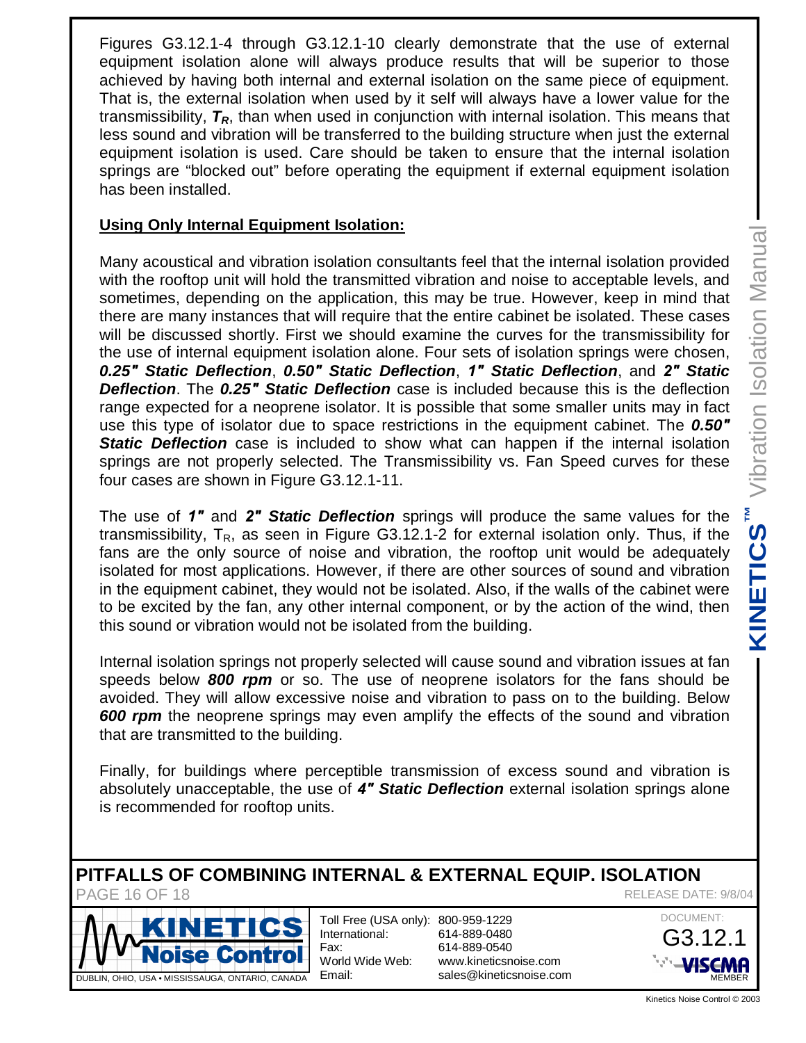Figures G3.12.1-4 through G3.12.1-10 clearly demonstrate that the use of external equipment isolation alone will always produce results that will be superior to those achieved by having both internal and external isolation on the same piece of equipment. That is, the external isolation when used by it self will always have a lower value for the transmissibility, $T_R$, than when used in conjunction with internal isolation. This means that less sound and vibration will be transferred to the building structure when just the external equipment isolation is used. Care should be taken to ensure that the internal isolation springs are "blocked out" before operating the equipment if external equipment isolation has been installed.

**Using Only Internal Equipment Isolation:**

Many acoustical and vibration isolation consultants feel that the internal isolation provided with the rooftop unit will hold the transmitted vibration and noise to acceptable levels, and sometimes, depending on the application, this may be true. However, keep in mind that there are many instances that will require that the entire cabinet be isolated. These cases will be discussed shortly. First we should examine the curves for the transmissibility for the use of internal equipment isolation alone. Four sets of isolation springs were chosen, ***0.25" Static Deflection***, ***0.50" Static Deflection***, ***1" Static Deflection***, and ***2" Static Deflection***. The ***0.25" Static Deflection*** case is included because this is the deflection range expected for a neoprene isolator. It is possible that some smaller units may in fact use this type of isolator due to space restrictions in the equipment cabinet. The ***0.50" Static Deflection*** case is included to show what can happen if the internal isolation springs are not properly selected. The Transmissibility vs. Fan Speed curves for these four cases are shown in Figure G3.12.1-11.

The use of ***1"*** and ***2" Static Deflection*** springs will produce the same values for the transmissibility, $T_R$, as seen in Figure G3.12.1-2 for external isolation only. Thus, if the fans are the only source of noise and vibration, the rooftop unit would be adequately isolated for most applications. However, if there are other sources of sound and vibration in the equipment cabinet, they would not be isolated. Also, if the walls of the cabinet were to be excited by the fan, any other internal component, or by the action of the wind, then this sound or vibration would not be isolated from the building.

Internal isolation springs not properly selected will cause sound and vibration issues at fan speeds below ***800 rpm*** or so. The use of neoprene isolators for the fans should be avoided. They will allow excessive noise and vibration to pass on to the building. Below ***600 rpm*** the neoprene springs may even amplify the effects of the sound and vibration that are transmitted to the building.

Finally, for buildings where perceptible transmission of excess sound and vibration is absolutely unacceptable, the use of ***4" Static Deflection*** external isolation springs alone is recommended for rooftop units.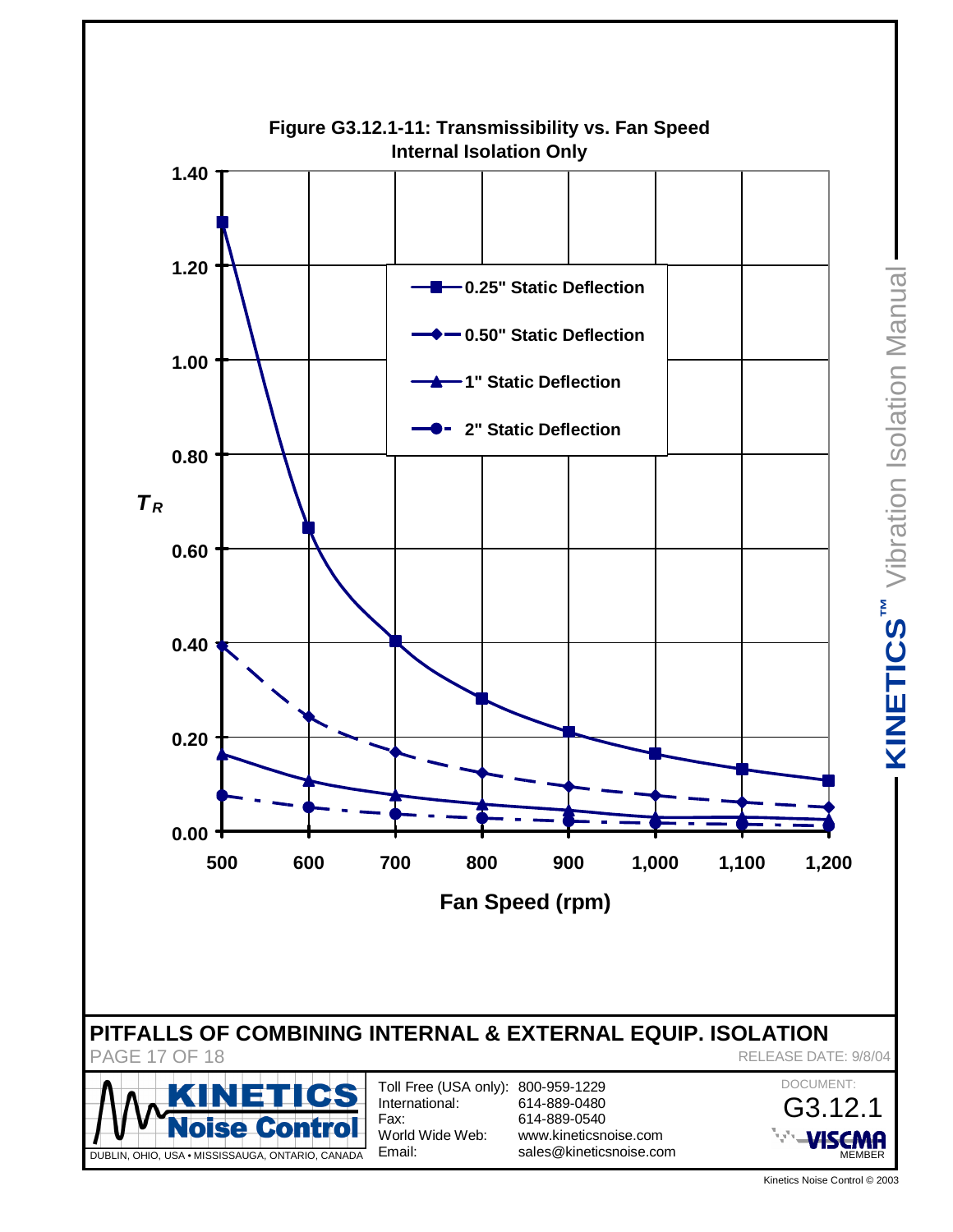**Figure G3.12.1-11: Transmissibility vs. Fan Speed**
**Internal Isolation Only**

- 0.25" Static Deflection
- 0.50" Static Deflection
- 1" Static Deflection
- 2" Static Deflection

$T_R$ (0.00 – 1.40) vs. Fan Speed (rpm) (500 – 1,200)

## PITFALLS OF COMBINING INTERNAL & EXTERNAL EQUIP. ISOLATION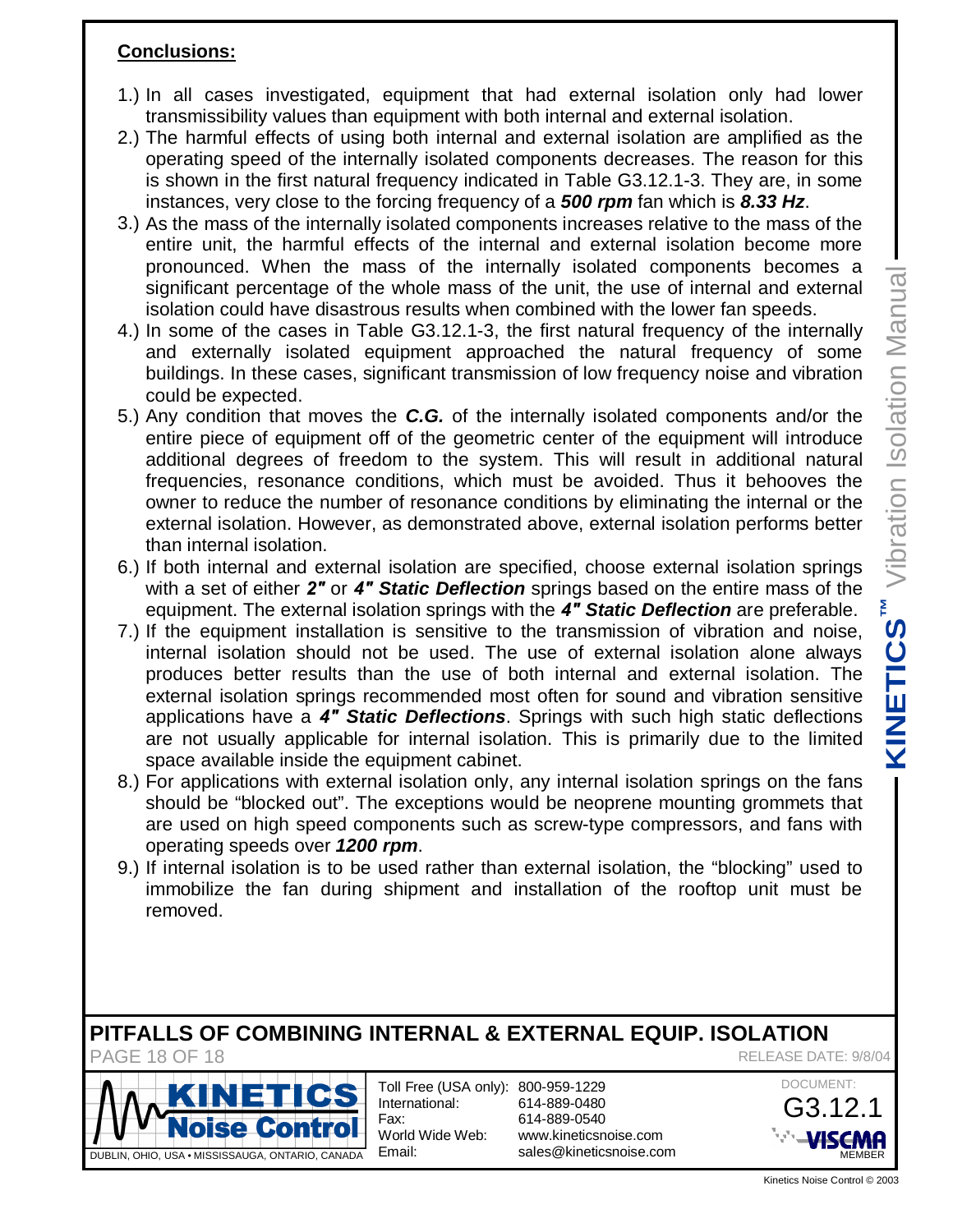**Conclusions:**

1.) In all cases investigated, equipment that had external isolation only had lower transmissibility values than equipment with both internal and external isolation.
2.) The harmful effects of using both internal and external isolation are amplified as the operating speed of the internally isolated components decreases. The reason for this is shown in the first natural frequency indicated in Table G3.12.1-3. They are, in some instances, very close to the forcing frequency of a ***500 rpm*** fan which is ***8.33 Hz***.
3.) As the mass of the internally isolated components increases relative to the mass of the entire unit, the harmful effects of the internal and external isolation become more pronounced. When the mass of the internally isolated components becomes a significant percentage of the whole mass of the unit, the use of internal and external isolation could have disastrous results when combined with the lower fan speeds.
4.) In some of the cases in Table G3.12.1-3, the first natural frequency of the internally and externally isolated equipment approached the natural frequency of some buildings. In these cases, significant transmission of low frequency noise and vibration could be expected.
5.) Any condition that moves the ***C.G.*** of the internally isolated components and/or the entire piece of equipment off of the geometric center of the equipment will introduce additional degrees of freedom to the system. This will result in additional natural frequencies, resonance conditions, which must be avoided. Thus it behooves the owner to reduce the number of resonance conditions by eliminating the internal or the external isolation. However, as demonstrated above, external isolation performs better than internal isolation.
6.) If both internal and external isolation are specified, choose external isolation springs with a set of either ***2"*** or ***4" Static Deflection*** springs based on the entire mass of the equipment. The external isolation springs with the ***4" Static Deflection*** are preferable.
7.) If the equipment installation is sensitive to the transmission of vibration and noise, internal isolation should not be used. The use of external isolation alone always produces better results than the use of both internal and external isolation. The external isolation springs recommended most often for sound and vibration sensitive applications have a ***4" Static Deflections***. Springs with such high static deflections are not usually applicable for internal isolation. This is primarily due to the limited space available inside the equipment cabinet.
8.) For applications with external isolation only, any internal isolation springs on the fans should be "blocked out". The exceptions would be neoprene mounting grommets that are used on high speed components such as screw-type compressors, and fans with operating speeds over ***1200 rpm***.
9.) If internal isolation is to be used rather than external isolation, the "blocking" used to immobilize the fan during shipment and installation of the rooftop unit must be removed.